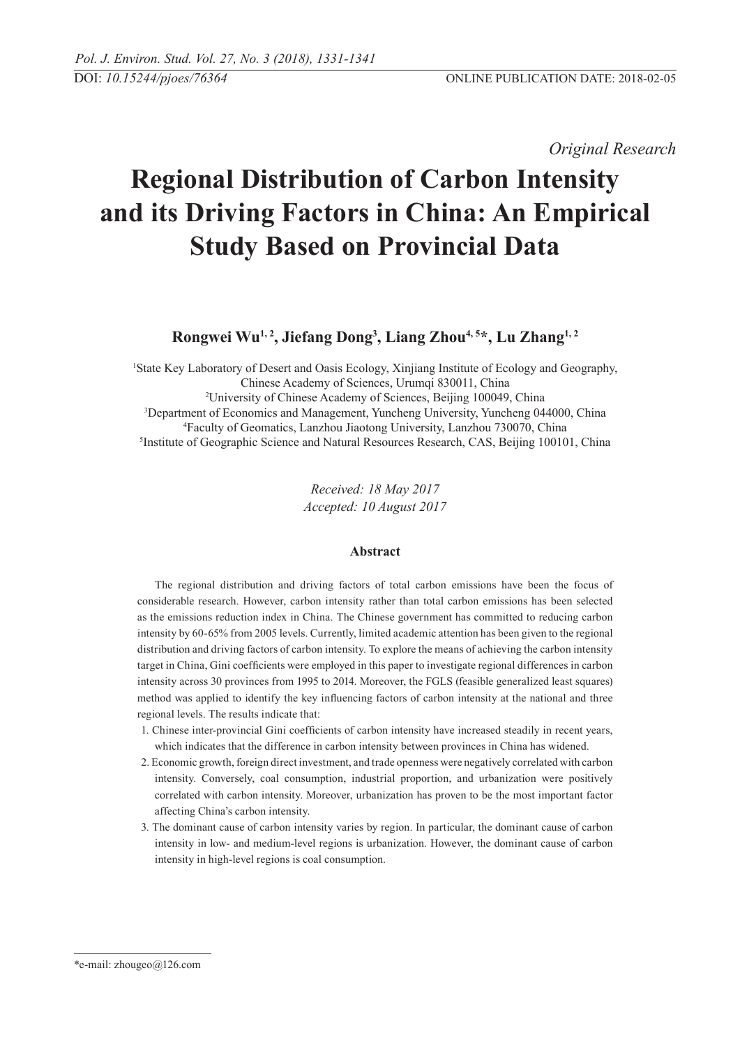*Original Research*

# Regional Distribution of Carbon Intensity and its Driving Factors in China: An Empirical Study Based on Provincial Data

**Rongwei Wu[1, 2], Jiefang Dong[3], Liang Zhou[4, 5]*, Lu Zhang[1, 2]**

[1]State Key Laboratory of Desert and Oasis Ecology, Xinjiang Institute of Ecology and Geography, Chinese Academy of Sciences, Urumqi 830011, China
[2]University of Chinese Academy of Sciences, Beijing 100049, China
[3]Department of Economics and Management, Yuncheng University, Yuncheng 044000, China
[4]Faculty of Geomatics, Lanzhou Jiaotong University, Lanzhou 730070, China
[5]Institute of Geographic Science and Natural Resources Research, CAS, Beijing 100101, China

*Received: 18 May 2017*
*Accepted: 10 August 2017*

## Abstract

The regional distribution and driving factors of total carbon emissions have been the focus of considerable research. However, carbon intensity rather than total carbon emissions has been selected as the emissions reduction index in China. The Chinese government has committed to reducing carbon intensity by 60-65% from 2005 levels. Currently, limited academic attention has been given to the regional distribution and driving factors of carbon intensity. To explore the means of achieving the carbon intensity target in China, Gini coefficients were employed in this paper to investigate regional differences in carbon intensity across 30 provinces from 1995 to 2014. Moreover, the FGLS (feasible generalized least squares) method was applied to identify the key influencing factors of carbon intensity at the national and three regional levels. The results indicate that:

1. Chinese inter-provincial Gini coefficients of carbon intensity have increased steadily in recent years, which indicates that the difference in carbon intensity between provinces in China has widened.
2. Economic growth, foreign direct investment, and trade openness were negatively correlated with carbon intensity. Conversely, coal consumption, industrial proportion, and urbanization were positively correlated with carbon intensity. Moreover, urbanization has proven to be the most important factor affecting China's carbon intensity.
3. The dominant cause of carbon intensity varies by region. In particular, the dominant cause of carbon intensity in low- and medium-level regions is urbanization. However, the dominant cause of carbon intensity in high-level regions is coal consumption.

*e-mail: zhougeo@126.com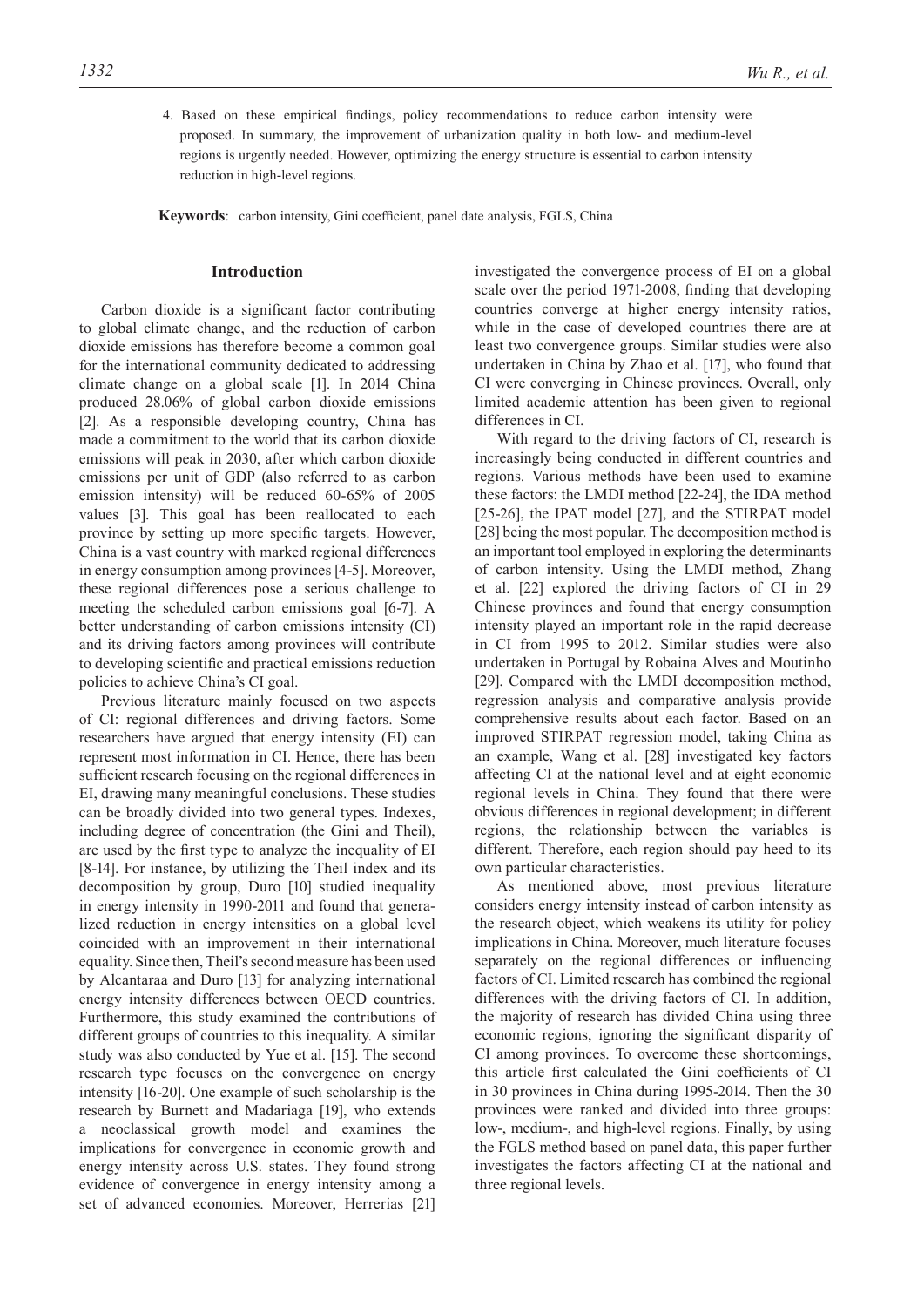4. Based on these empirical findings, policy recommendations to reduce carbon intensity were proposed. In summary, the improvement of urbanization quality in both low- and medium-level regions is urgently needed. However, optimizing the energy structure is essential to carbon intensity reduction in high-level regions.

**Keywords**: carbon intensity, Gini coefficient, panel date analysis, FGLS, China

## Introduction

Carbon dioxide is a significant factor contributing to global climate change, and the reduction of carbon dioxide emissions has therefore become a common goal for the international community dedicated to addressing climate change on a global scale [1]. In 2014 China produced 28.06% of global carbon dioxide emissions [2]. As a responsible developing country, China has made a commitment to the world that its carbon dioxide emissions will peak in 2030, after which carbon dioxide emissions per unit of GDP (also referred to as carbon emission intensity) will be reduced 60-65% of 2005 values [3]. This goal has been reallocated to each province by setting up more specific targets. However, China is a vast country with marked regional differences in energy consumption among provinces [4-5]. Moreover, these regional differences pose a serious challenge to meeting the scheduled carbon emissions goal [6-7]. A better understanding of carbon emissions intensity (CI) and its driving factors among provinces will contribute to developing scientific and practical emissions reduction policies to achieve China's CI goal.

Previous literature mainly focused on two aspects of CI: regional differences and driving factors. Some researchers have argued that energy intensity (EI) can represent most information in CI. Hence, there has been sufficient research focusing on the regional differences in EI, drawing many meaningful conclusions. These studies can be broadly divided into two general types. Indexes, including degree of concentration (the Gini and Theil), are used by the first type to analyze the inequality of EI [8-14]. For instance, by utilizing the Theil index and its decomposition by group, Duro [10] studied inequality in energy intensity in 1990-2011 and found that generalized reduction in energy intensities on a global level coincided with an improvement in their international equality. Since then, Theil's second measure has been used by Alcantaraa and Duro [13] for analyzing international energy intensity differences between OECD countries. Furthermore, this study examined the contributions of different groups of countries to this inequality. A similar study was also conducted by Yue et al. [15]. The second research type focuses on the convergence on energy intensity [16-20]. One example of such scholarship is the research by Burnett and Madariaga [19], who extends a neoclassical growth model and examines the implications for convergence in economic growth and energy intensity across U.S. states. They found strong evidence of convergence in energy intensity among a set of advanced economies. Moreover, Herrerias [21] investigated the convergence process of EI on a global scale over the period 1971-2008, finding that developing countries converge at higher energy intensity ratios, while in the case of developed countries there are at least two convergence groups. Similar studies were also undertaken in China by Zhao et al. [17], who found that CI were converging in Chinese provinces. Overall, only limited academic attention has been given to regional differences in CI.

With regard to the driving factors of CI, research is increasingly being conducted in different countries and regions. Various methods have been used to examine these factors: the LMDI method [22-24], the IDA method [25-26], the IPAT model [27], and the STIRPAT model [28] being the most popular. The decomposition method is an important tool employed in exploring the determinants of carbon intensity. Using the LMDI method, Zhang et al. [22] explored the driving factors of CI in 29 Chinese provinces and found that energy consumption intensity played an important role in the rapid decrease in CI from 1995 to 2012. Similar studies were also undertaken in Portugal by Robaina Alves and Moutinho [29]. Compared with the LMDI decomposition method, regression analysis and comparative analysis provide comprehensive results about each factor. Based on an improved STIRPAT regression model, taking China as an example, Wang et al. [28] investigated key factors affecting CI at the national level and at eight economic regional levels in China. They found that there were obvious differences in regional development; in different regions, the relationship between the variables is different. Therefore, each region should pay heed to its own particular characteristics.

As mentioned above, most previous literature considers energy intensity instead of carbon intensity as the research object, which weakens its utility for policy implications in China. Moreover, much literature focuses separately on the regional differences or influencing factors of CI. Limited research has combined the regional differences with the driving factors of CI. In addition, the majority of research has divided China using three economic regions, ignoring the significant disparity of CI among provinces. To overcome these shortcomings, this article first calculated the Gini coefficients of CI in 30 provinces in China during 1995-2014. Then the 30 provinces were ranked and divided into three groups: low-, medium-, and high-level regions. Finally, by using the FGLS method based on panel data, this paper further investigates the factors affecting CI at the national and three regional levels.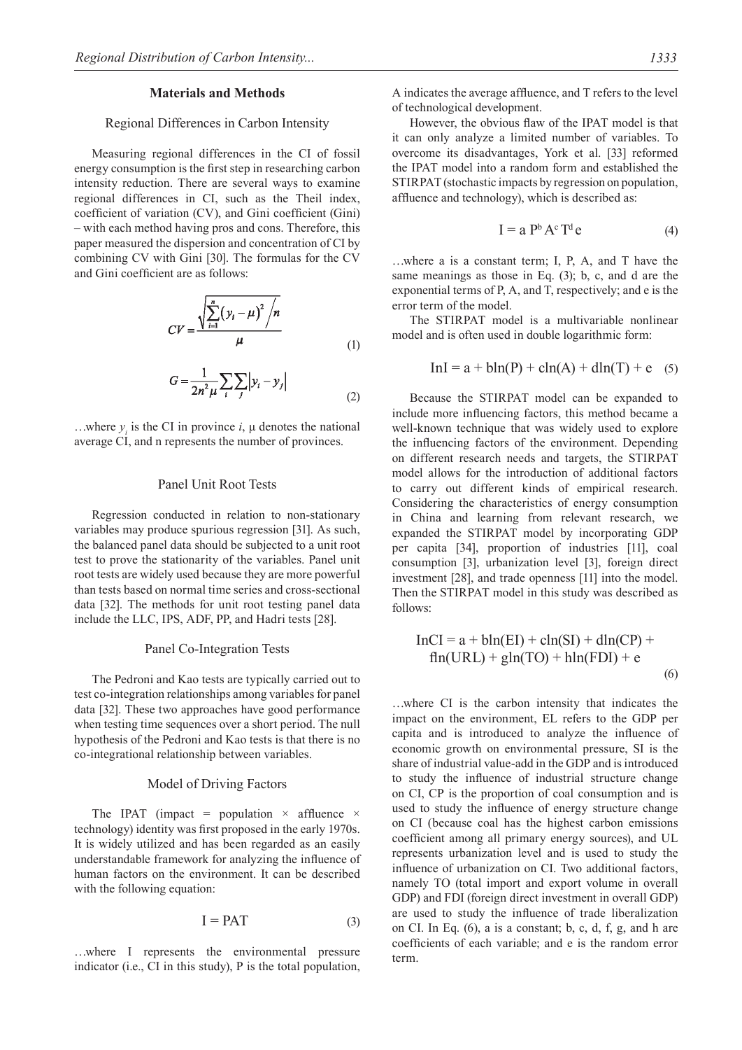## Materials and Methods

### Regional Differences in Carbon Intensity

Measuring regional differences in the CI of fossil energy consumption is the first step in researching carbon intensity reduction. There are several ways to examine regional differences in CI, such as the Theil index, coefficient of variation (CV), and Gini coefficient (Gini) – with each method having pros and cons. Therefore, this paper measured the dispersion and concentration of CI by combining CV with Gini [30]. The formulas for the CV and Gini coefficient are as follows:

$$CV = \frac{\sqrt{\sum_{i=1}^{n}(y_i - \mu)^2 / n}}{\mu} \tag{1}$$

$$G = \frac{1}{2n^2\mu}\sum_{i}\sum_{j}\left|y_i - y_j\right| \tag{2}$$

…where $y_i$ is the CI in province $i$, μ denotes the national average CI, and n represents the number of provinces.

### Panel Unit Root Tests

Regression conducted in relation to non-stationary variables may produce spurious regression [31]. As such, the balanced panel data should be subjected to a unit root test to prove the stationarity of the variables. Panel unit root tests are widely used because they are more powerful than tests based on normal time series and cross-sectional data [32]. The methods for unit root testing panel data include the LLC, IPS, ADF, PP, and Hadri tests [28].

### Panel Co-Integration Tests

The Pedroni and Kao tests are typically carried out to test co-integration relationships among variables for panel data [32]. These two approaches have good performance when testing time sequences over a short period. The null hypothesis of the Pedroni and Kao tests is that there is no co-integrational relationship between variables.

### Model of Driving Factors

The IPAT (impact = population × affluence × technology) identity was first proposed in the early 1970s. It is widely utilized and has been regarded as an easily understandable framework for analyzing the influence of human factors on the environment. It can be described with the following equation:

$$I = PAT \tag{3}$$

…where I represents the environmental pressure indicator (i.e., CI in this study), P is the total population, A indicates the average affluence, and T refers to the level of technological development.

However, the obvious flaw of the IPAT model is that it can only analyze a limited number of variables. To overcome its disadvantages, York et al. [33] reformed the IPAT model into a random form and established the STIRPAT (stochastic impacts by regression on population, affluence and technology), which is described as:

$$I = a\,P^b A^c T^d e \tag{4}$$

…where a is a constant term; I, P, A, and T have the same meanings as those in Eq. (3); b, c, and d are the exponential terms of P, A, and T, respectively; and e is the error term of the model.

The STIRPAT model is a multivariable nonlinear model and is often used in double logarithmic form:

$$\text{InI} = a + b\ln(P) + c\ln(A) + d\ln(T) + e \tag{5}$$

Because the STIRPAT model can be expanded to include more influencing factors, this method became a well-known technique that was widely used to explore the influencing factors of the environment. Depending on different research needs and targets, the STIRPAT model allows for the introduction of additional factors to carry out different kinds of empirical research. Considering the characteristics of energy consumption in China and learning from relevant research, we expanded the STIRPAT model by incorporating GDP per capita [34], proportion of industries [11], coal consumption [3], urbanization level [3], foreign direct investment [28], and trade openness [11] into the model. Then the STIRPAT model in this study was described as follows:

$$\text{InCI} = a + b\ln(EI) + c\ln(SI) + d\ln(CP) + f\ln(URL) + g\ln(TO) + h\ln(FDI) + e \tag{6}$$

…where CI is the carbon intensity that indicates the impact on the environment, EL refers to the GDP per capita and is introduced to analyze the influence of economic growth on environmental pressure, SI is the share of industrial value-add in the GDP and is introduced to study the influence of industrial structure change on CI, CP is the proportion of coal consumption and is used to study the influence of energy structure change on CI (because coal has the highest carbon emissions coefficient among all primary energy sources), and UL represents urbanization level and is used to study the influence of urbanization on CI. Two additional factors, namely TO (total import and export volume in overall GDP) and FDI (foreign direct investment in overall GDP) are used to study the influence of trade liberalization on CI. In Eq. (6), a is a constant; b, c, d, f, g, and h are coefficients of each variable; and e is the random error term.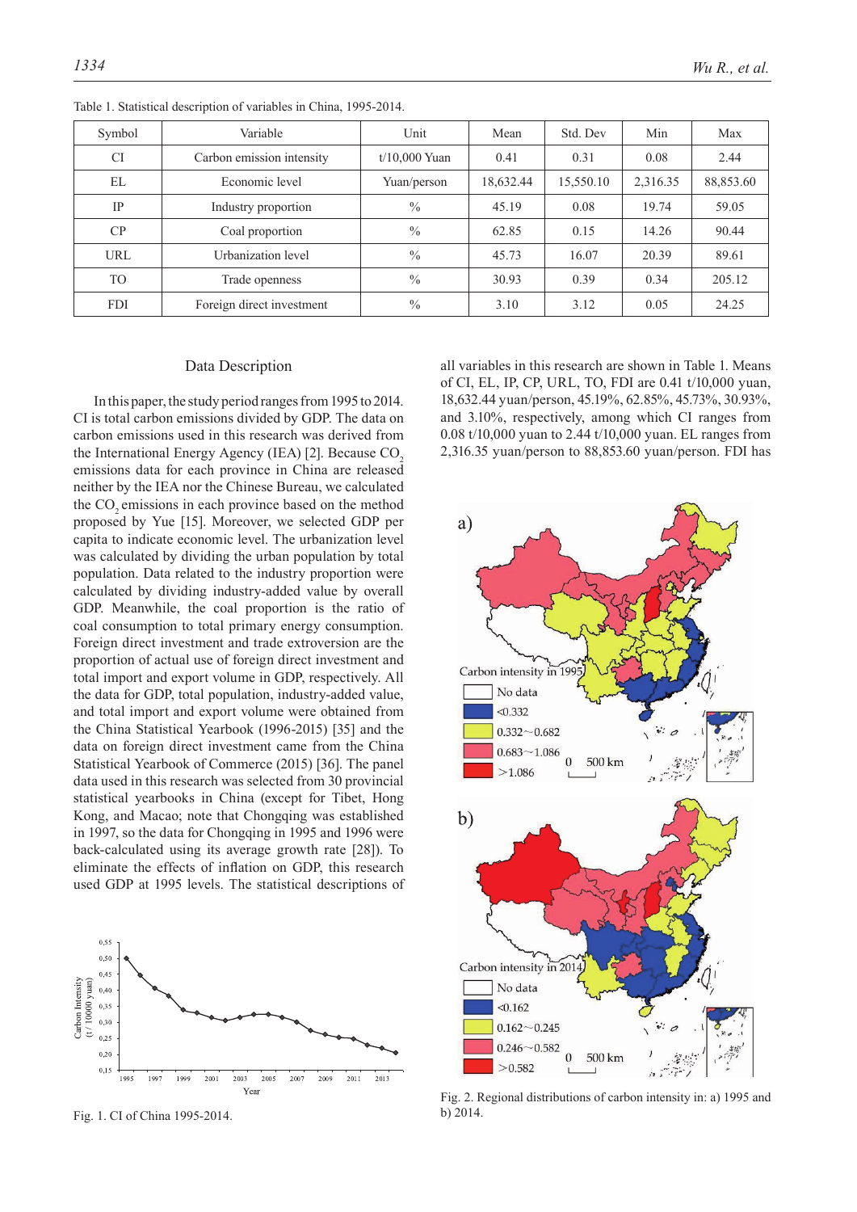Table 1. Statistical description of variables in China, 1995-2014.

| Symbol | Variable | Unit | Mean | Std. Dev | Min | Max |
|---|---|---|---|---|---|---|
| CI | Carbon emission intensity | t/10,000 Yuan | 0.41 | 0.31 | 0.08 | 2.44 |
| EL | Economic level | Yuan/person | 18,632.44 | 15,550.10 | 2,316.35 | 88,853.60 |
| IP | Industry proportion | % | 45.19 | 0.08 | 19.74 | 59.05 |
| CP | Coal proportion | % | 62.85 | 0.15 | 14.26 | 90.44 |
| URL | Urbanization level | % | 45.73 | 16.07 | 20.39 | 89.61 |
| TO | Trade openness | % | 30.93 | 0.39 | 0.34 | 205.12 |
| FDI | Foreign direct investment | % | 3.10 | 3.12 | 0.05 | 24.25 |

## Data Description

In this paper, the study period ranges from 1995 to 2014. CI is total carbon emissions divided by GDP. The data on carbon emissions used in this research was derived from the International Energy Agency (IEA) [2]. Because $CO_2$ emissions data for each province in China are released neither by the IEA nor the Chinese Bureau, we calculated the $CO_2$ emissions in each province based on the method proposed by Yue [15]. Moreover, we selected GDP per capita to indicate economic level. The urbanization level was calculated by dividing the urban population by total population. Data related to the industry proportion were calculated by dividing industry-added value by overall GDP. Meanwhile, the coal proportion is the ratio of coal consumption to total primary energy consumption. Foreign direct investment and trade extroversion are the proportion of actual use of foreign direct investment and total import and export volume in GDP, respectively. All the data for GDP, total population, industry-added value, and total import and export volume were obtained from the China Statistical Yearbook (1996-2015) [35] and the data on foreign direct investment came from the China Statistical Yearbook of Commerce (2015) [36]. The panel data used in this research was selected from 30 provincial statistical yearbooks in China (except for Tibet, Hong Kong, and Macao; note that Chongqing was established in 1997, so the data for Chongqing in 1995 and 1996 were back-calculated using its average growth rate [28]). To eliminate the effects of inflation on GDP, this research used GDP at 1995 levels. The statistical descriptions of all variables in this research are shown in Table 1. Means of CI, EL, IP, CP, URL, TO, FDI are 0.41 t/10,000 yuan, 18,632.44 yuan/person, 45.19%, 62.85%, 45.73%, 30.93%, and 3.10%, respectively, among which CI ranges from 0.08 t/10,000 yuan to 2.44 t/10,000 yuan. EL ranges from 2,316.35 yuan/person to 88,853.60 yuan/person. FDI has

Fig. 1. CI of China 1995-2014.

Fig. 2. Regional distributions of carbon intensity in: a) 1995 and b) 2014.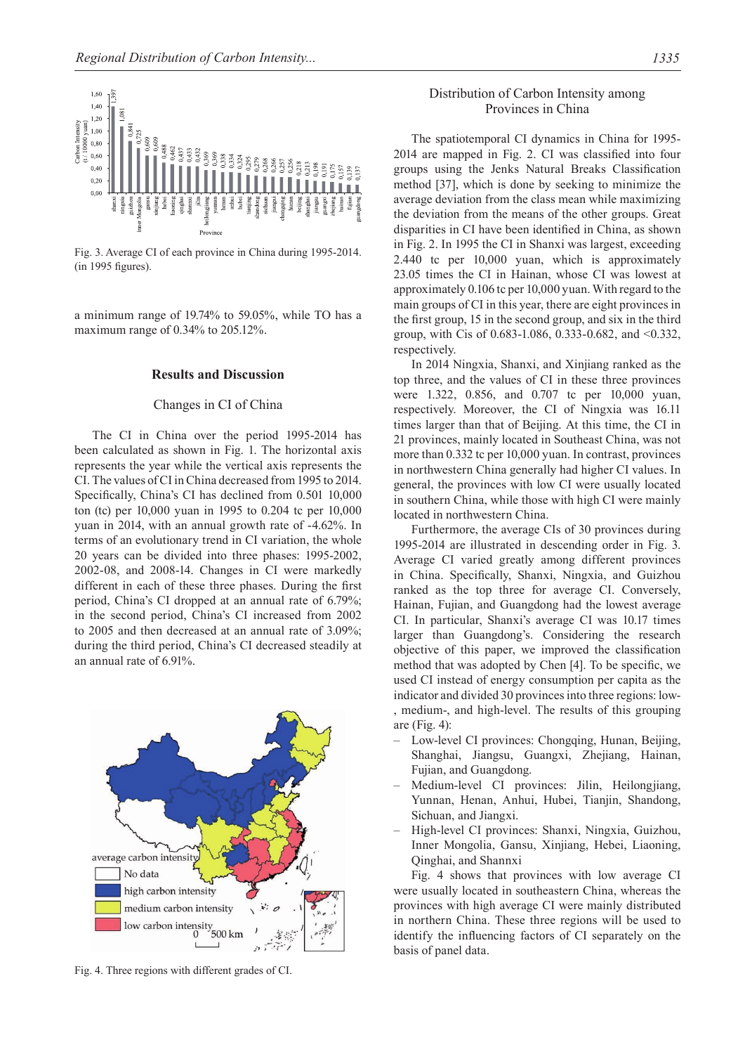Fig. 3. Average CI of each province in China during 1995-2014. (in 1995 figures).

a minimum range of 19.74% to 59.05%, while TO has a maximum range of 0.34% to 205.12%.

## Results and Discussion

### Changes in CI of China

The CI in China over the period 1995-2014 has been calculated as shown in Fig. 1. The horizontal axis represents the year while the vertical axis represents the CI. The values of CI in China decreased from 1995 to 2014. Specifically, China's CI has declined from 0.501 10,000 ton (tc) per 10,000 yuan in 1995 to 0.204 tc per 10,000 yuan in 2014, with an annual growth rate of -4.62%. In terms of an evolutionary trend in CI variation, the whole 20 years can be divided into three phases: 1995-2002, 2002-08, and 2008-14. Changes in CI were markedly different in each of these three phases. During the first period, China's CI dropped at an annual rate of 6.79%; in the second period, China's CI increased from 2002 to 2005 and then decreased at an annual rate of 3.09%; during the third period, China's CI decreased steadily at an annual rate of 6.91%.

Fig. 4. Three regions with different grades of CI.

### Distribution of Carbon Intensity among Provinces in China

The spatiotemporal CI dynamics in China for 1995-2014 are mapped in Fig. 2. CI was classified into four groups using the Jenks Natural Breaks Classification method [37], which is done by seeking to minimize the average deviation from the class mean while maximizing the deviation from the means of the other groups. Great disparities in CI have been identified in China, as shown in Fig. 2. In 1995 the CI in Shanxi was largest, exceeding 2.440 tc per 10,000 yuan, which is approximately 23.05 times the CI in Hainan, whose CI was lowest at approximately 0.106 tc per 10,000 yuan. With regard to the main groups of CI in this year, there are eight provinces in the first group, 15 in the second group, and six in the third group, with Cis of 0.683-1.086, 0.333-0.682, and <0.332, respectively.

In 2014 Ningxia, Shanxi, and Xinjiang ranked as the top three, and the values of CI in these three provinces were 1.322, 0.856, and 0.707 tc per 10,000 yuan, respectively. Moreover, the CI of Ningxia was 16.11 times larger than that of Beijing. At this time, the CI in 21 provinces, mainly located in Southeast China, was not more than 0.332 tc per 10,000 yuan. In contrast, provinces in northwestern China generally had higher CI values. In general, the provinces with low CI were usually located in southern China, while those with high CI were mainly located in northwestern China.

Furthermore, the average CIs of 30 provinces during 1995-2014 are illustrated in descending order in Fig. 3. Average CI varied greatly among different provinces in China. Specifically, Shanxi, Ningxia, and Guizhou ranked as the top three for average CI. Conversely, Hainan, Fujian, and Guangdong had the lowest average CI. In particular, Shanxi's average CI was 10.17 times larger than Guangdong's. Considering the research objective of this paper, we improved the classification method that was adopted by Chen [4]. To be specific, we used CI instead of energy consumption per capita as the indicator and divided 30 provinces into three regions: low-, medium-, and high-level. The results of this grouping are (Fig. 4):

- Low-level CI provinces: Chongqing, Hunan, Beijing, Shanghai, Jiangsu, Guangxi, Zhejiang, Hainan, Fujian, and Guangdong.
- Medium-level CI provinces: Jilin, Heilongjiang, Yunnan, Henan, Anhui, Hubei, Tianjin, Shandong, Sichuan, and Jiangxi.
- High-level CI provinces: Shanxi, Ningxia, Guizhou, Inner Mongolia, Gansu, Xinjiang, Hebei, Liaoning, Qinghai, and Shannxi

Fig. 4 shows that provinces with low average CI were usually located in southeastern China, whereas the provinces with high average CI were mainly distributed in northern China. These three regions will be used to identify the influencing factors of CI separately on the basis of panel data.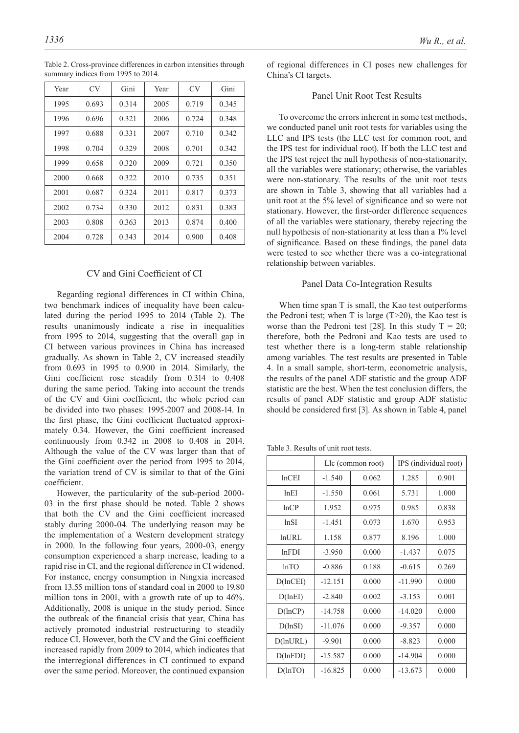Table 2. Cross-province differences in carbon intensities through summary indices from 1995 to 2014.

| Year | CV | Gini | Year | CV | Gini |
|---|---|---|---|---|---|
| 1995 | 0.693 | 0.314 | 2005 | 0.719 | 0.345 |
| 1996 | 0.696 | 0.321 | 2006 | 0.724 | 0.348 |
| 1997 | 0.688 | 0.331 | 2007 | 0.710 | 0.342 |
| 1998 | 0.704 | 0.329 | 2008 | 0.701 | 0.342 |
| 1999 | 0.658 | 0.320 | 2009 | 0.721 | 0.350 |
| 2000 | 0.668 | 0.322 | 2010 | 0.735 | 0.351 |
| 2001 | 0.687 | 0.324 | 2011 | 0.817 | 0.373 |
| 2002 | 0.734 | 0.330 | 2012 | 0.831 | 0.383 |
| 2003 | 0.808 | 0.363 | 2013 | 0.874 | 0.400 |
| 2004 | 0.728 | 0.343 | 2014 | 0.900 | 0.408 |

### CV and Gini Coefficient of CI

Regarding regional differences in CI within China, two benchmark indices of inequality have been calculated during the period 1995 to 2014 (Table 2). The results unanimously indicate a rise in inequalities from 1995 to 2014, suggesting that the overall gap in CI between various provinces in China has increased gradually. As shown in Table 2, CV increased steadily from 0.693 in 1995 to 0.900 in 2014. Similarly, the Gini coefficient rose steadily from 0.314 to 0.408 during the same period. Taking into account the trends of the CV and Gini coefficient, the whole period can be divided into two phases: 1995-2007 and 2008-14. In the first phase, the Gini coefficient fluctuated approximately 0.34. However, the Gini coefficient increased continuously from 0.342 in 2008 to 0.408 in 2014. Although the value of the CV was larger than that of the Gini coefficient over the period from 1995 to 2014, the variation trend of CV is similar to that of the Gini coefficient.

However, the particularity of the sub-period 2000-03 in the first phase should be noted. Table 2 shows that both the CV and the Gini coefficient increased stably during 2000-04. The underlying reason may be the implementation of a Western development strategy in 2000. In the following four years, 2000-03, energy consumption experienced a sharp increase, leading to a rapid rise in CI, and the regional difference in CI widened. For instance, energy consumption in Ningxia increased from 13.55 million tons of standard coal in 2000 to 19.80 million tons in 2001, with a growth rate of up to 46%. Additionally, 2008 is unique in the study period. Since the outbreak of the financial crisis that year, China has actively promoted industrial restructuring to steadily reduce CI. However, both the CV and the Gini coefficient increased rapidly from 2009 to 2014, which indicates that the interregional differences in CI continued to expand over the same period. Moreover, the continued expansion of regional differences in CI poses new challenges for China's CI targets.

### Panel Unit Root Test Results

To overcome the errors inherent in some test methods, we conducted panel unit root tests for variables using the LLC and IPS tests (the LLC test for common root, and the IPS test for individual root). If both the LLC test and the IPS test reject the null hypothesis of non-stationarity, all the variables were stationary; otherwise, the variables were non-stationary. The results of the unit root tests are shown in Table 3, showing that all variables had a unit root at the 5% level of significance and so were not stationary. However, the first-order difference sequences of all the variables were stationary, thereby rejecting the null hypothesis of non-stationarity at less than a 1% level of significance. Based on these findings, the panel data were tested to see whether there was a co-integrational relationship between variables.

### Panel Data Co-Integration Results

When time span T is small, the Kao test outperforms the Pedroni test; when T is large (T>20), the Kao test is worse than the Pedroni test [28]. In this study T = 20; therefore, both the Pedroni and Kao tests are used to test whether there is a long-term stable relationship among variables. The test results are presented in Table 4. In a small sample, short-term, econometric analysis, the results of the panel ADF statistic and the group ADF statistic are the best. When the test conclusion differs, the results of panel ADF statistic and group ADF statistic should be considered first [3]. As shown in Table 4, panel

Table 3. Results of unit root tests.

| | Llc (common root) | | IPS (individual root) | |
|---|---|---|---|---|
| lnCEI | -1.540 | 0.062 | 1.285 | 0.901 |
| lnEI | -1.550 | 0.061 | 5.731 | 1.000 |
| lnCP | 1.952 | 0.975 | 0.985 | 0.838 |
| lnSI | -1.451 | 0.073 | 1.670 | 0.953 |
| lnURL | 1.158 | 0.877 | 8.196 | 1.000 |
| lnFDI | -3.950 | 0.000 | -1.437 | 0.075 |
| lnTO | -0.886 | 0.188 | -0.615 | 0.269 |
| D(lnCEI) | -12.151 | 0.000 | -11.990 | 0.000 |
| D(lnEI) | -2.840 | 0.002 | -3.153 | 0.001 |
| D(lnCP) | -14.758 | 0.000 | -14.020 | 0.000 |
| D(lnSI) | -11.076 | 0.000 | -9.357 | 0.000 |
| D(lnURL) | -9.901 | 0.000 | -8.823 | 0.000 |
| D(lnFDI) | -15.587 | 0.000 | -14.904 | 0.000 |
| D(lnTO) | -16.825 | 0.000 | -13.673 | 0.000 |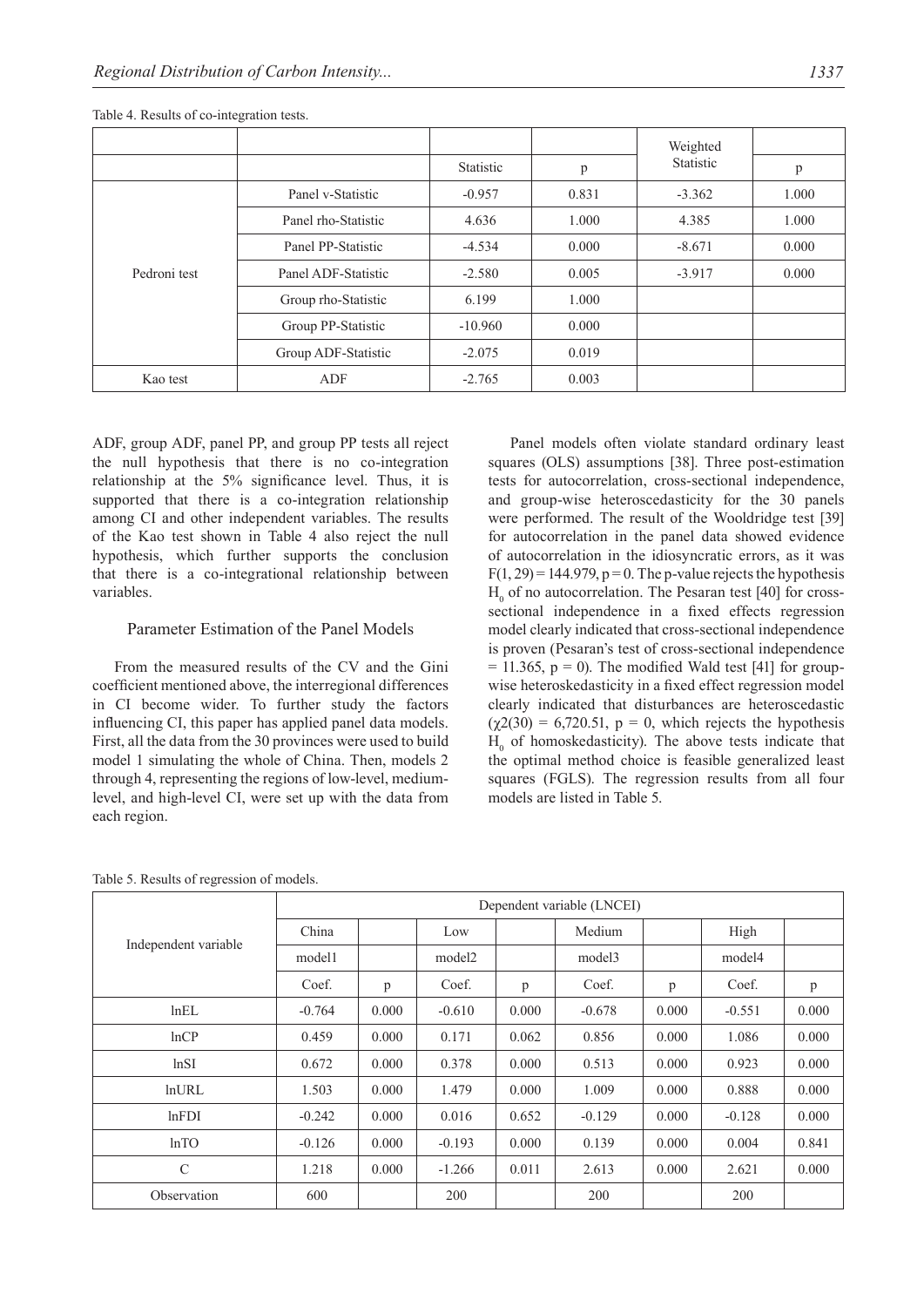Table 4. Results of co-integration tests.

| | | Statistic | p | Weighted Statistic | p |
|---|---|---|---|---|---|
| Pedroni test | Panel v-Statistic | -0.957 | 0.831 | -3.362 | 1.000 |
| | Panel rho-Statistic | 4.636 | 1.000 | 4.385 | 1.000 |
| | Panel PP-Statistic | -4.534 | 0.000 | -8.671 | 0.000 |
| | Panel ADF-Statistic | -2.580 | 0.005 | -3.917 | 0.000 |
| | Group rho-Statistic | 6.199 | 1.000 | | |
| | Group PP-Statistic | -10.960 | 0.000 | | |
| | Group ADF-Statistic | -2.075 | 0.019 | | |
| Kao test | ADF | -2.765 | 0.003 | | |

ADF, group ADF, panel PP, and group PP tests all reject the null hypothesis that there is no co-integration relationship at the 5% significance level. Thus, it is supported that there is a co-integration relationship among CI and other independent variables. The results of the Kao test shown in Table 4 also reject the null hypothesis, which further supports the conclusion that there is a co-integrational relationship between variables.

## Parameter Estimation of the Panel Models

From the measured results of the CV and the Gini coefficient mentioned above, the interregional differences in CI become wider. To further study the factors influencing CI, this paper has applied panel data models. First, all the data from the 30 provinces were used to build model 1 simulating the whole of China. Then, models 2 through 4, representing the regions of low-level, medium-level, and high-level CI, were set up with the data from each region.

Panel models often violate standard ordinary least squares (OLS) assumptions [38]. Three post-estimation tests for autocorrelation, cross-sectional independence, and group-wise heteroscedasticity for the 30 panels were performed. The result of the Wooldridge test [39] for autocorrelation in the panel data showed evidence of autocorrelation in the idiosyncratic errors, as it was $F(1, 29) = 144.979$, $p = 0$. The p-value rejects the hypothesis $H_0$ of no autocorrelation. The Pesaran test [40] for cross-sectional independence in a fixed effects regression model clearly indicated that cross-sectional independence is proven (Pesaran's test of cross-sectional independence $= 11.365$, $p = 0$). The modified Wald test [41] for group-wise heteroskedasticity in a fixed effect regression model clearly indicated that disturbances are heteroscedastic ($\chi2(30) = 6{,}720.51$, $p = 0$, which rejects the hypothesis $H_0$ of homoskedasticity). The above tests indicate that the optimal method choice is feasible generalized least squares (FGLS). The regression results from all four models are listed in Table 5.

Table 5. Results of regression of models.

| Independent variable | Dependent variable (LNCEI) | | | | | | | |
|---|---|---|---|---|---|---|---|---|
| | China | | Low | | Medium | | High | |
| | model1 | | model2 | | model3 | | model4 | |
| | Coef. | p | Coef. | p | Coef. | p | Coef. | p |
| lnEL | -0.764 | 0.000 | -0.610 | 0.000 | -0.678 | 0.000 | -0.551 | 0.000 |
| lnCP | 0.459 | 0.000 | 0.171 | 0.062 | 0.856 | 0.000 | 1.086 | 0.000 |
| lnSI | 0.672 | 0.000 | 0.378 | 0.000 | 0.513 | 0.000 | 0.923 | 0.000 |
| lnURL | 1.503 | 0.000 | 1.479 | 0.000 | 1.009 | 0.000 | 0.888 | 0.000 |
| lnFDI | -0.242 | 0.000 | 0.016 | 0.652 | -0.129 | 0.000 | -0.128 | 0.000 |
| lnTO | -0.126 | 0.000 | -0.193 | 0.000 | 0.139 | 0.000 | 0.004 | 0.841 |
| C | 1.218 | 0.000 | -1.266 | 0.011 | 2.613 | 0.000 | 2.621 | 0.000 |
| Observation | 600 | | 200 | | 200 | | 200 | |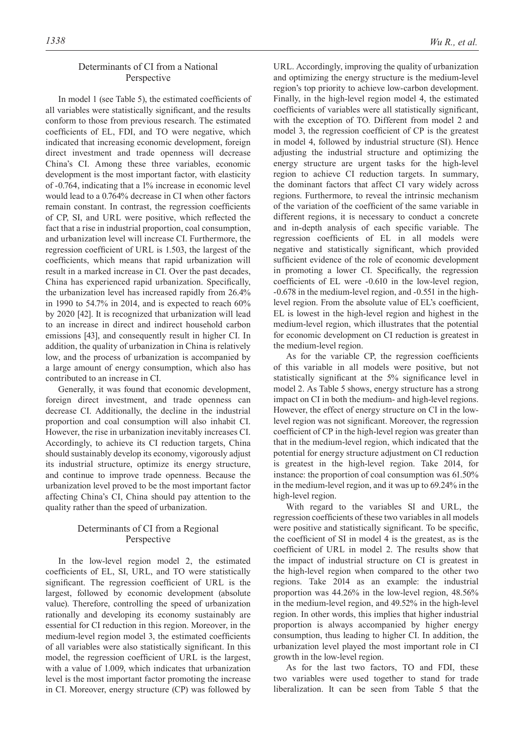### Determinants of CI from a National Perspective

In model 1 (see Table 5), the estimated coefficients of all variables were statistically significant, and the results conform to those from previous research. The estimated coefficients of EL, FDI, and TO were negative, which indicated that increasing economic development, foreign direct investment and trade openness will decrease China's CI. Among these three variables, economic development is the most important factor, with elasticity of -0.764, indicating that a 1% increase in economic level would lead to a 0.764% decrease in CI when other factors remain constant. In contrast, the regression coefficients of CP, SI, and URL were positive, which reflected the fact that a rise in industrial proportion, coal consumption, and urbanization level will increase CI. Furthermore, the regression coefficient of URL is 1.503, the largest of the coefficients, which means that rapid urbanization will result in a marked increase in CI. Over the past decades, China has experienced rapid urbanization. Specifically, the urbanization level has increased rapidly from 26.4% in 1990 to 54.7% in 2014, and is expected to reach 60% by 2020 [42]. It is recognized that urbanization will lead to an increase in direct and indirect household carbon emissions [43], and consequently result in higher CI. In addition, the quality of urbanization in China is relatively low, and the process of urbanization is accompanied by a large amount of energy consumption, which also has contributed to an increase in CI.

Generally, it was found that economic development, foreign direct investment, and trade openness can decrease CI. Additionally, the decline in the industrial proportion and coal consumption will also inhabit CI. However, the rise in urbanization inevitably increases CI. Accordingly, to achieve its CI reduction targets, China should sustainably develop its economy, vigorously adjust its industrial structure, optimize its energy structure, and continue to improve trade openness. Because the urbanization level proved to be the most important factor affecting China's CI, China should pay attention to the quality rather than the speed of urbanization.

### Determinants of CI from a Regional Perspective

In the low-level region model 2, the estimated coefficients of EL, SI, URL, and TO were statistically significant. The regression coefficient of URL is the largest, followed by economic development (absolute value). Therefore, controlling the speed of urbanization rationally and developing its economy sustainably are essential for CI reduction in this region. Moreover, in the medium-level region model 3, the estimated coefficients of all variables were also statistically significant. In this model, the regression coefficient of URL is the largest, with a value of 1.009, which indicates that urbanization level is the most important factor promoting the increase in CI. Moreover, energy structure (CP) was followed by URL. Accordingly, improving the quality of urbanization and optimizing the energy structure is the medium-level region's top priority to achieve low-carbon development. Finally, in the high-level region model 4, the estimated coefficients of variables were all statistically significant, with the exception of TO. Different from model 2 and model 3, the regression coefficient of CP is the greatest in model 4, followed by industrial structure (SI). Hence adjusting the industrial structure and optimizing the energy structure are urgent tasks for the high-level region to achieve CI reduction targets. In summary, the dominant factors that affect CI vary widely across regions. Furthermore, to reveal the intrinsic mechanism of the variation of the coefficient of the same variable in different regions, it is necessary to conduct a concrete and in-depth analysis of each specific variable. The regression coefficients of EL in all models were negative and statistically significant, which provided sufficient evidence of the role of economic development in promoting a lower CI. Specifically, the regression coefficients of EL were -0.610 in the low-level region, -0.678 in the medium-level region, and -0.551 in the high-level region. From the absolute value of EL's coefficient, EL is lowest in the high-level region and highest in the medium-level region, which illustrates that the potential for economic development on CI reduction is greatest in the medium-level region.

As for the variable CP, the regression coefficients of this variable in all models were positive, but not statistically significant at the 5% significance level in model 2. As Table 5 shows, energy structure has a strong impact on CI in both the medium- and high-level regions. However, the effect of energy structure on CI in the low-level region was not significant. Moreover, the regression coefficient of CP in the high-level region was greater than that in the medium-level region, which indicated that the potential for energy structure adjustment on CI reduction is greatest in the high-level region. Take 2014, for instance: the proportion of coal consumption was 61.50% in the medium-level region, and it was up to 69.24% in the high-level region.

With regard to the variables SI and URL, the regression coefficients of these two variables in all models were positive and statistically significant. To be specific, the coefficient of SI in model 4 is the greatest, as is the coefficient of URL in model 2. The results show that the impact of industrial structure on CI is greatest in the high-level region when compared to the other two regions. Take 2014 as an example: the industrial proportion was 44.26% in the low-level region, 48.56% in the medium-level region, and 49.52% in the high-level region. In other words, this implies that higher industrial proportion is always accompanied by higher energy consumption, thus leading to higher CI. In addition, the urbanization level played the most important role in CI growth in the low-level region.

As for the last two factors, TO and FDI, these two variables were used together to stand for trade liberalization. It can be seen from Table 5 that the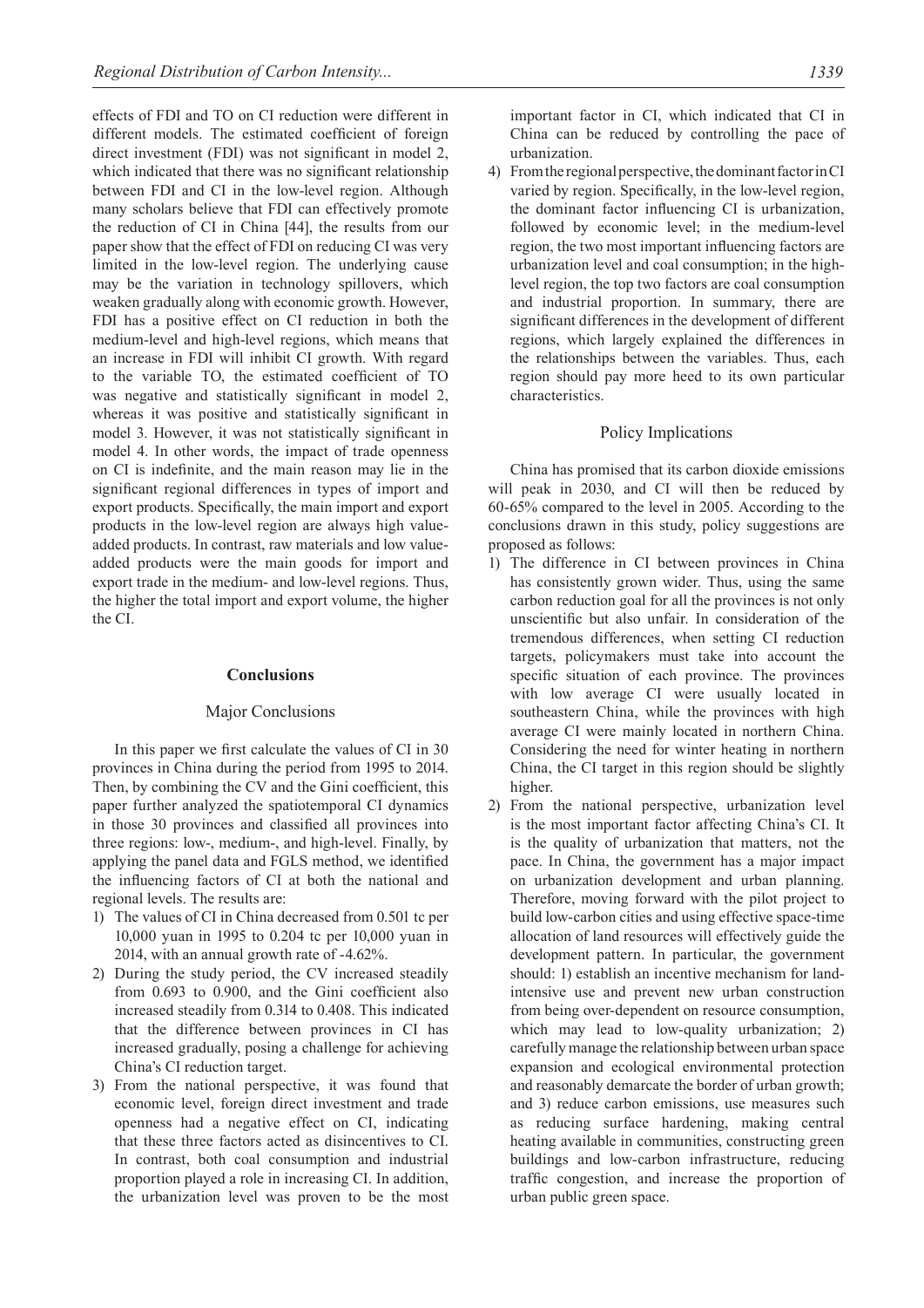effects of FDI and TO on CI reduction were different in different models. The estimated coefficient of foreign direct investment (FDI) was not significant in model 2, which indicated that there was no significant relationship between FDI and CI in the low-level region. Although many scholars believe that FDI can effectively promote the reduction of CI in China [44], the results from our paper show that the effect of FDI on reducing CI was very limited in the low-level region. The underlying cause may be the variation in technology spillovers, which weaken gradually along with economic growth. However, FDI has a positive effect on CI reduction in both the medium-level and high-level regions, which means that an increase in FDI will inhibit CI growth. With regard to the variable TO, the estimated coefficient of TO was negative and statistically significant in model 2, whereas it was positive and statistically significant in model 3. However, it was not statistically significant in model 4. In other words, the impact of trade openness on CI is indefinite, and the main reason may lie in the significant regional differences in types of import and export products. Specifically, the main import and export products in the low-level region are always high value-added products. In contrast, raw materials and low value-added products were the main goods for import and export trade in the medium- and low-level regions. Thus, the higher the total import and export volume, the higher the CI.

## Conclusions

### Major Conclusions

In this paper we first calculate the values of CI in 30 provinces in China during the period from 1995 to 2014. Then, by combining the CV and the Gini coefficient, this paper further analyzed the spatiotemporal CI dynamics in those 30 provinces and classified all provinces into three regions: low-, medium-, and high-level. Finally, by applying the panel data and FGLS method, we identified the influencing factors of CI at both the national and regional levels. The results are:

1) The values of CI in China decreased from 0.501 tc per 10,000 yuan in 1995 to 0.204 tc per 10,000 yuan in 2014, with an annual growth rate of -4.62%.
2) During the study period, the CV increased steadily from 0.693 to 0.900, and the Gini coefficient also increased steadily from 0.314 to 0.408. This indicated that the difference between provinces in CI has increased gradually, posing a challenge for achieving China's CI reduction target.
3) From the national perspective, it was found that economic level, foreign direct investment and trade openness had a negative effect on CI, indicating that these three factors acted as disincentives to CI. In contrast, both coal consumption and industrial proportion played a role in increasing CI. In addition, the urbanization level was proven to be the most important factor in CI, which indicated that CI in China can be reduced by controlling the pace of urbanization.
4) From the regional perspective, the dominant factor in CI varied by region. Specifically, in the low-level region, the dominant factor influencing CI is urbanization, followed by economic level; in the medium-level region, the two most important influencing factors are urbanization level and coal consumption; in the high-level region, the top two factors are coal consumption and industrial proportion. In summary, there are significant differences in the development of different regions, which largely explained the differences in the relationships between the variables. Thus, each region should pay more heed to its own particular characteristics.

### Policy Implications

China has promised that its carbon dioxide emissions will peak in 2030, and CI will then be reduced by 60-65% compared to the level in 2005. According to the conclusions drawn in this study, policy suggestions are proposed as follows:

1) The difference in CI between provinces in China has consistently grown wider. Thus, using the same carbon reduction goal for all the provinces is not only unscientific but also unfair. In consideration of the tremendous differences, when setting CI reduction targets, policymakers must take into account the specific situation of each province. The provinces with low average CI were usually located in southeastern China, while the provinces with high average CI were mainly located in northern China. Considering the need for winter heating in northern China, the CI target in this region should be slightly higher.
2) From the national perspective, urbanization level is the most important factor affecting China's CI. It is the quality of urbanization that matters, not the pace. In China, the government has a major impact on urbanization development and urban planning. Therefore, moving forward with the pilot project to build low-carbon cities and using effective space-time allocation of land resources will effectively guide the development pattern. In particular, the government should: 1) establish an incentive mechanism for land-intensive use and prevent new urban construction from being over-dependent on resource consumption, which may lead to low-quality urbanization; 2) carefully manage the relationship between urban space expansion and ecological environmental protection and reasonably demarcate the border of urban growth; and 3) reduce carbon emissions, use measures such as reducing surface hardening, making central heating available in communities, constructing green buildings and low-carbon infrastructure, reducing traffic congestion, and increase the proportion of urban public green space.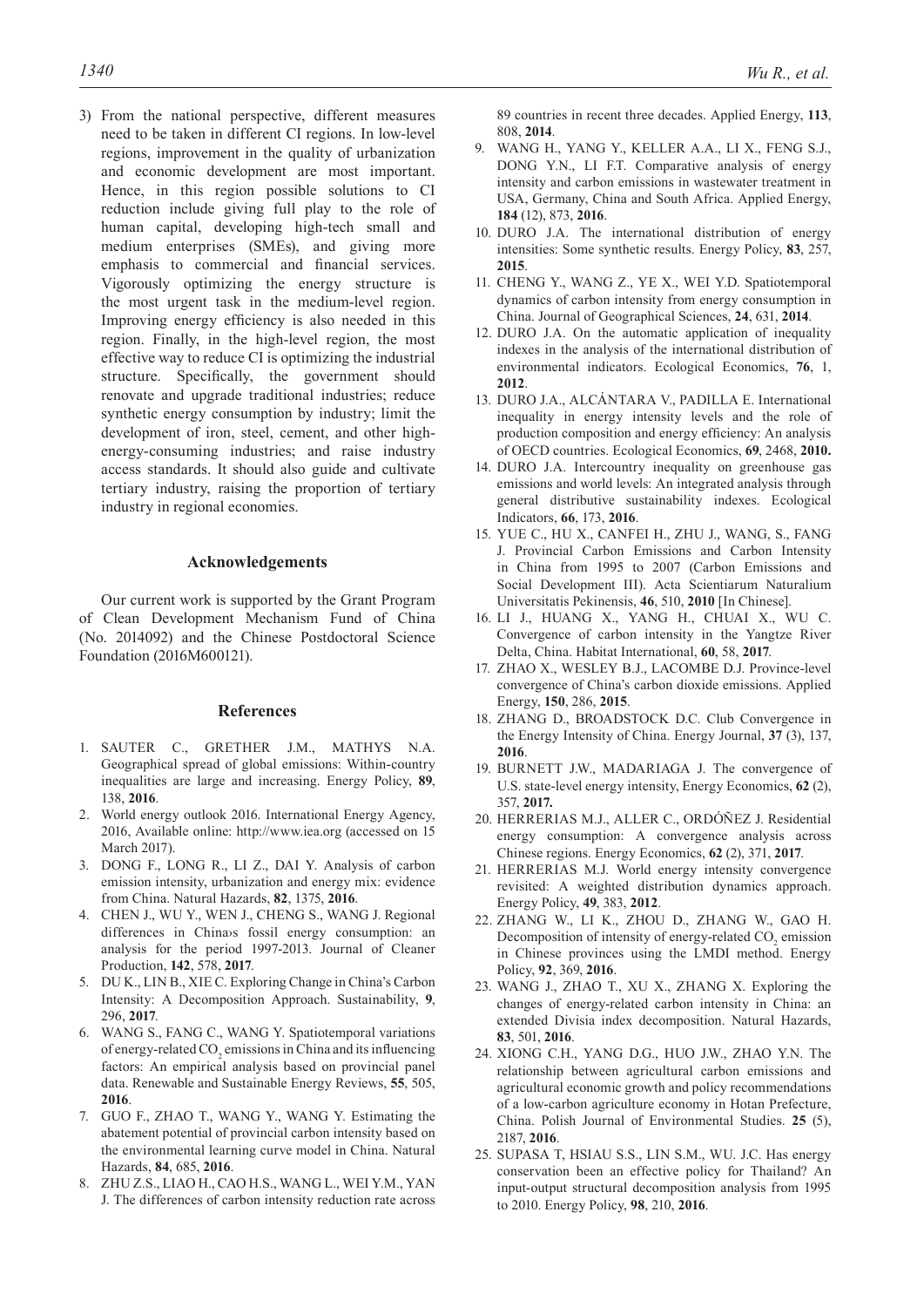3) From the national perspective, different measures need to be taken in different CI regions. In low-level regions, improvement in the quality of urbanization and economic development are most important. Hence, in this region possible solutions to CI reduction include giving full play to the role of human capital, developing high-tech small and medium enterprises (SMEs), and giving more emphasis to commercial and financial services. Vigorously optimizing the energy structure is the most urgent task in the medium-level region. Improving energy efficiency is also needed in this region. Finally, in the high-level region, the most effective way to reduce CI is optimizing the industrial structure. Specifically, the government should renovate and upgrade traditional industries; reduce synthetic energy consumption by industry; limit the development of iron, steel, cement, and other high-energy-consuming industries; and raise industry access standards. It should also guide and cultivate tertiary industry, raising the proportion of tertiary industry in regional economies.

## Acknowledgements

Our current work is supported by the Grant Program of Clean Development Mechanism Fund of China (No. 2014092) and the Chinese Postdoctoral Science Foundation (2016M600121).

## References

1. SAUTER C., GRETHER J.M., MATHYS N.A. Geographical spread of global emissions: Within-country inequalities are large and increasing. Energy Policy, **89**, 138, **2016**.
2. World energy outlook 2016. International Energy Agency, 2016, Available online: http://www.iea.org (accessed on 15 March 2017).
3. DONG F., LONG R., LI Z., DAI Y. Analysis of carbon emission intensity, urbanization and energy mix: evidence from China. Natural Hazards, **82**, 1375, **2016**.
4. CHEN J., WU Y., WEN J., CHENG S., WANG J. Regional differences in China›s fossil energy consumption: an analysis for the period 1997-2013. Journal of Cleaner Production, **142**, 578, **2017**.
5. DU K., LIN B., XIE C. Exploring Change in China's Carbon Intensity: A Decomposition Approach. Sustainability, **9**, 296, **2017**.
6. WANG S., FANG C., WANG Y. Spatiotemporal variations of energy-related $CO_2$ emissions in China and its influencing factors: An empirical analysis based on provincial panel data. Renewable and Sustainable Energy Reviews, **55**, 505, **2016**.
7. GUO F., ZHAO T., WANG Y., WANG Y. Estimating the abatement potential of provincial carbon intensity based on the environmental learning curve model in China. Natural Hazards, **84**, 685, **2016**.
8. ZHU Z.S., LIAO H., CAO H.S., WANG L., WEI Y.M., YAN J. The differences of carbon intensity reduction rate across 89 countries in recent three decades. Applied Energy, **113**, 808, **2014**.
9. WANG H., YANG Y., KELLER A.A., LI X., FENG S.J., DONG Y.N., LI F.T. Comparative analysis of energy intensity and carbon emissions in wastewater treatment in USA, Germany, China and South Africa. Applied Energy, **184** (12), 873, **2016**.
10. DURO J.A. The international distribution of energy intensities: Some synthetic results. Energy Policy, **83**, 257, **2015**.
11. CHENG Y., WANG Z., YE X., WEI Y.D. Spatiotemporal dynamics of carbon intensity from energy consumption in China. Journal of Geographical Sciences, **24**, 631, **2014**.
12. DURO J.A. On the automatic application of inequality indexes in the analysis of the international distribution of environmental indicators. Ecological Economics, **76**, 1, **2012**.
13. DURO J.A., ALCÁNTARA V., PADILLA E. International inequality in energy intensity levels and the role of production composition and energy efficiency: An analysis of OECD countries. Ecological Economics, **69**, 2468, **2010.**
14. DURO J.A. Intercountry inequality on greenhouse gas emissions and world levels: An integrated analysis through general distributive sustainability indexes. Ecological Indicators, **66**, 173, **2016**.
15. YUE C., HU X., CANFEI H., ZHU J., WANG, S., FANG J. Provincial Carbon Emissions and Carbon Intensity in China from 1995 to 2007 (Carbon Emissions and Social Development III). Acta Scientiarum Naturalium Universitatis Pekinensis, **46**, 510, **2010** [In Chinese].
16. LI J., HUANG X., YANG H., CHUAI X., WU C. Convergence of carbon intensity in the Yangtze River Delta, China. Habitat International, **60**, 58, **2017**.
17. ZHAO X., WESLEY B.J., LACOMBE D.J. Province-level convergence of China's carbon dioxide emissions. Applied Energy, **150**, 286, **2015**.
18. ZHANG D., BROADSTOCK D.C. Club Convergence in the Energy Intensity of China. Energy Journal, **37** (3), 137, **2016**.
19. BURNETT J.W., MADARIAGA J. The convergence of U.S. state-level energy intensity, Energy Economics, **62** (2), 357, **2017.**
20. HERRERIAS M.J., ALLER C., ORDÓÑEZ J. Residential energy consumption: A convergence analysis across Chinese regions. Energy Economics, **62** (2), 371, **2017**.
21. HERRERIAS M.J. World energy intensity convergence revisited: A weighted distribution dynamics approach. Energy Policy, **49**, 383, **2012**.
22. ZHANG W., LI K., ZHOU D., ZHANG W., GAO H. Decomposition of intensity of energy-related $CO_2$ emission in Chinese provinces using the LMDI method. Energy Policy, **92**, 369, **2016**.
23. WANG J., ZHAO T., XU X., ZHANG X. Exploring the changes of energy-related carbon intensity in China: an extended Divisia index decomposition. Natural Hazards, **83**, 501, **2016**.
24. XIONG C.H., YANG D.G., HUO J.W., ZHAO Y.N. The relationship between agricultural carbon emissions and agricultural economic growth and policy recommendations of a low-carbon agriculture economy in Hotan Prefecture, China. Polish Journal of Environmental Studies. **25** (5), 2187, **2016**.
25. SUPASA T, HSIAU S.S., LIN S.M., WU. J.C. Has energy conservation been an effective policy for Thailand? An input-output structural decomposition analysis from 1995 to 2010. Energy Policy, **98**, 210, **2016**.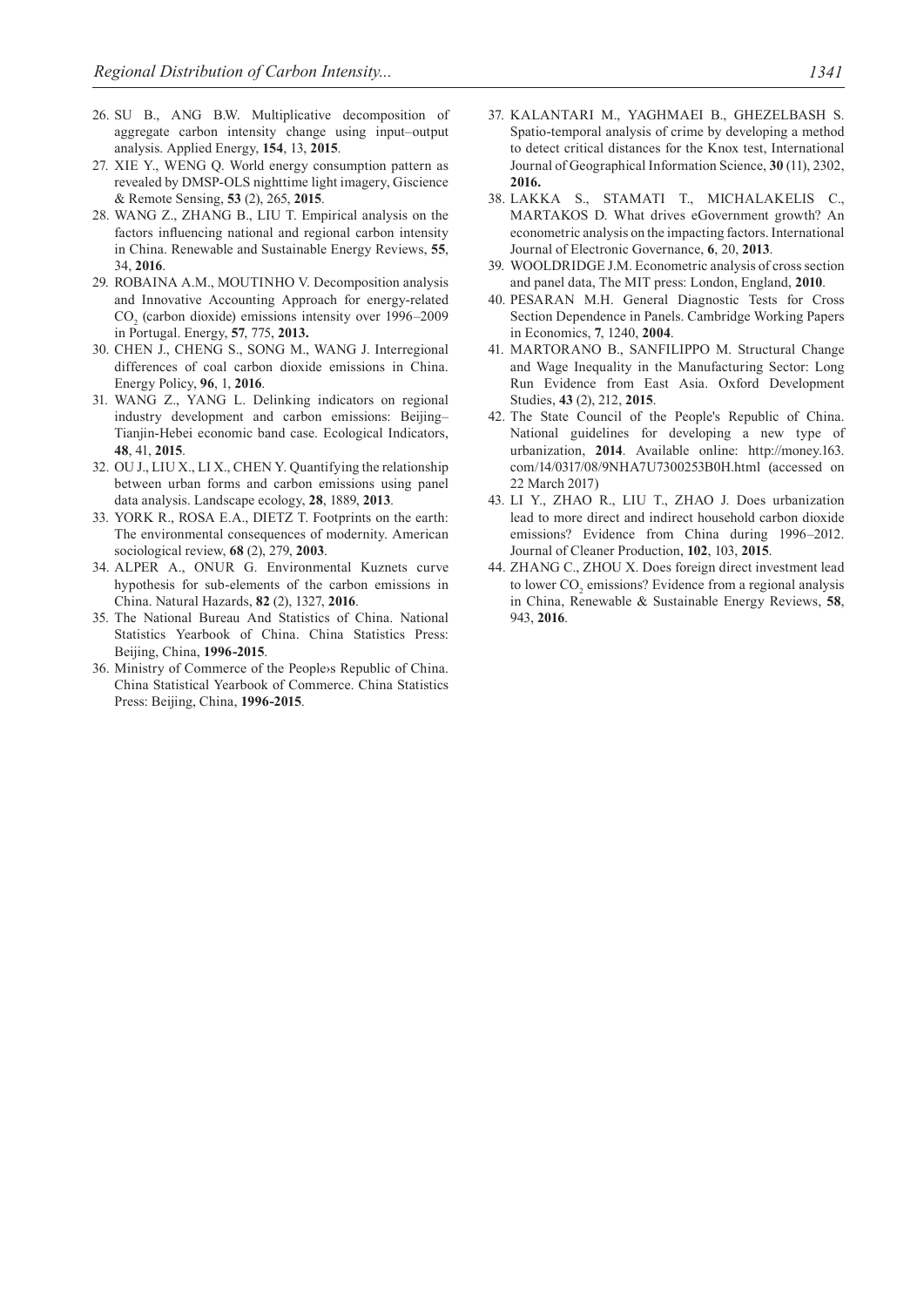26. SU B., ANG B.W. Multiplicative decomposition of aggregate carbon intensity change using input–output analysis. Applied Energy, **154**, 13, **2015**.
27. XIE Y., WENG Q. World energy consumption pattern as revealed by DMSP-OLS nighttime light imagery, Giscience & Remote Sensing, **53** (2), 265, **2015**.
28. WANG Z., ZHANG B., LIU T. Empirical analysis on the factors influencing national and regional carbon intensity in China. Renewable and Sustainable Energy Reviews, **55**, 34, **2016**.
29. ROBAINA A.M., MOUTINHO V. Decomposition analysis and Innovative Accounting Approach for energy-related $CO_2$ (carbon dioxide) emissions intensity over 1996–2009 in Portugal. Energy, **57**, 775, **2013.**
30. CHEN J., CHENG S., SONG M., WANG J. Interregional differences of coal carbon dioxide emissions in China. Energy Policy, **96**, 1, **2016**.
31. WANG Z., YANG L. Delinking indicators on regional industry development and carbon emissions: Beijing–Tianjin-Hebei economic band case. Ecological Indicators, **48**, 41, **2015**.
32. OU J., LIU X., LI X., CHEN Y. Quantifying the relationship between urban forms and carbon emissions using panel data analysis. Landscape ecology, **28**, 1889, **2013**.
33. YORK R., ROSA E.A., DIETZ T. Footprints on the earth: The environmental consequences of modernity. American sociological review, **68** (2), 279, **2003**.
34. ALPER A., ONUR G. Environmental Kuznets curve hypothesis for sub-elements of the carbon emissions in China. Natural Hazards, **82** (2), 1327, **2016**.
35. The National Bureau And Statistics of China. National Statistics Yearbook of China. China Statistics Press: Beijing, China, **1996-2015**.
36. Ministry of Commerce of the People›s Republic of China. China Statistical Yearbook of Commerce. China Statistics Press: Beijing, China, **1996-2015**.
37. KALANTARI M., YAGHMAEI B., GHEZELBASH S. Spatio-temporal analysis of crime by developing a method to detect critical distances for the Knox test, International Journal of Geographical Information Science, **30** (11), 2302, **2016.**
38. LAKKA S., STAMATI T., MICHALAKELIS C., MARTAKOS D. What drives eGovernment growth? An econometric analysis on the impacting factors. International Journal of Electronic Governance, **6**, 20, **2013**.
39. WOOLDRIDGE J.M. Econometric analysis of cross section and panel data, The MIT press: London, England, **2010**.
40. PESARAN M.H. General Diagnostic Tests for Cross Section Dependence in Panels. Cambridge Working Papers in Economics, **7**, 1240, **2004**.
41. MARTORANO B., SANFILIPPO M. Structural Change and Wage Inequality in the Manufacturing Sector: Long Run Evidence from East Asia. Oxford Development Studies, **43** (2), 212, **2015**.
42. The State Council of the People's Republic of China. National guidelines for developing a new type of urbanization, **2014**. Available online: http://money.163.com/14/0317/08/9NHA7U7300253B0H.html (accessed on 22 March 2017)
43. LI Y., ZHAO R., LIU T., ZHAO J. Does urbanization lead to more direct and indirect household carbon dioxide emissions? Evidence from China during 1996–2012. Journal of Cleaner Production, **102**, 103, **2015**.
44. ZHANG C., ZHOU X. Does foreign direct investment lead to lower $CO_2$ emissions? Evidence from a regional analysis in China, Renewable & Sustainable Energy Reviews, **58**, 943, **2016**.